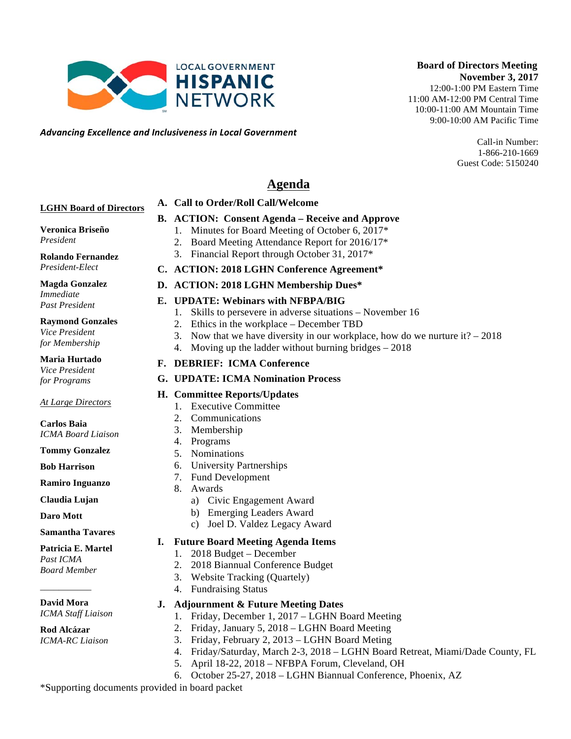LOCAL GOVERNMENT HISPANIC NETWORK

*Advancing Excellence and Inclusiveness in Local Government*

**Board of Directors Meeting**
**November 3, 2017**
12:00-1:00 PM Eastern Time
11:00 AM-12:00 PM Central Time
10:00-11:00 AM Mountain Time
9:00-10:00 AM Pacific Time

Call-in Number:
1-866-210-1669
Guest Code: 5150240

# Agenda

**LGHN Board of Directors**

**Veronica Briseño**
*President*

**Rolando Fernandez**
*President-Elect*

**Magda Gonzalez**
*Immediate Past President*

**Raymond Gonzales**
*Vice President for Membership*

**Maria Hurtado**
*Vice President for Programs*

*At Large Directors*

**Carlos Baia**
*ICMA Board Liaison*

**Tommy Gonzalez**

**Bob Harrison**

**Ramiro Inguanzo**

**Claudia Lujan**

**Daro Mott**

**Samantha Tavares**

**Patricia E. Martel**
*Past ICMA Board Member*

---

**David Mora**
*ICMA Staff Liaison*

**Rod Alcázar**
*ICMA-RC Liaison*

**A. Call to Order/Roll Call/Welcome**

**B. ACTION: Consent Agenda – Receive and Approve**
1. Minutes for Board Meeting of October 6, 2017*
2. Board Meeting Attendance Report for 2016/17*
3. Financial Report through October 31, 2017*

**C. ACTION: 2018 LGHN Conference Agreement***

**D. ACTION: 2018 LGHN Membership Dues***

**E. UPDATE: Webinars with NFBPA/BIG**
1. Skills to persevere in adverse situations – November 16
2. Ethics in the workplace – December TBD
3. Now that we have diversity in our workplace, how do we nurture it? – 2018
4. Moving up the ladder without burning bridges – 2018

**F. DEBRIEF: ICMA Conference**

**G. UPDATE: ICMA Nomination Process**

**H. Committee Reports/Updates**
1. Executive Committee
2. Communications
3. Membership
4. Programs
5. Nominations
6. University Partnerships
7. Fund Development
8. Awards
   a) Civic Engagement Award
   b) Emerging Leaders Award
   c) Joel D. Valdez Legacy Award

**I. Future Board Meeting Agenda Items**
1. 2018 Budget – December
2. 2018 Biannual Conference Budget
3. Website Tracking (Quartely)
4. Fundraising Status

**J. Adjournment & Future Meeting Dates**
1. Friday, December 1, 2017 – LGHN Board Meeting
2. Friday, January 5, 2018 – LGHN Board Meeting
3. Friday, February 2, 2013 – LGHN Board Meting
4. Friday/Saturday, March 2-3, 2018 – LGHN Board Retreat, Miami/Dade County, FL
5. April 18-22, 2018 – NFBPA Forum, Cleveland, OH
6. October 25-27, 2018 – LGHN Biannual Conference, Phoenix, AZ

*Supporting documents provided in board packet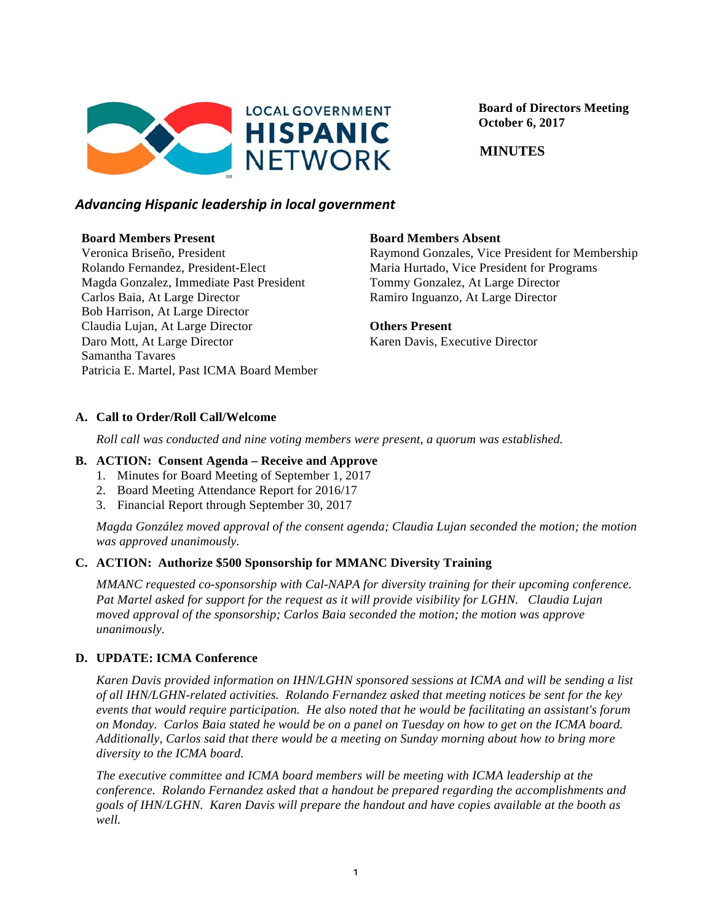**Board of Directors Meeting**
**October 6, 2017**

**MINUTES**

LOCAL GOVERNMENT HISPANIC NETWORK

***Advancing Hispanic leadership in local government***

**Board Members Present**
Veronica Briseño, President
Rolando Fernandez, President-Elect
Magda Gonzalez, Immediate Past President
Carlos Baia, At Large Director
Bob Harrison, At Large Director
Claudia Lujan, At Large Director
Daro Mott, At Large Director
Samantha Tavares
Patricia E. Martel, Past ICMA Board Member

**Board Members Absent**
Raymond Gonzales, Vice President for Membership
Maria Hurtado, Vice President for Programs
Tommy Gonzalez, At Large Director
Ramiro Inguanzo, At Large Director

**Others Present**
Karen Davis, Executive Director

**A. Call to Order/Roll Call/Welcome**

*Roll call was conducted and nine voting members were present, a quorum was established.*

**B. ACTION: Consent Agenda – Receive and Approve**

1. Minutes for Board Meeting of September 1, 2017
2. Board Meeting Attendance Report for 2016/17
3. Financial Report through September 30, 2017

*Magda González moved approval of the consent agenda; Claudia Lujan seconded the motion; the motion was approved unanimously.*

**C. ACTION: Authorize $500 Sponsorship for MMANC Diversity Training**

*MMANC requested co-sponsorship with Cal-NAPA for diversity training for their upcoming conference. Pat Martel asked for support for the request as it will provide visibility for LGHN. Claudia Lujan moved approval of the sponsorship; Carlos Baia seconded the motion; the motion was approve unanimously.*

**D. UPDATE: ICMA Conference**

*Karen Davis provided information on IHN/LGHN sponsored sessions at ICMA and will be sending a list of all IHN/LGHN-related activities. Rolando Fernandez asked that meeting notices be sent for the key events that would require participation. He also noted that he would be facilitating an assistant's forum on Monday. Carlos Baia stated he would be on a panel on Tuesday on how to get on the ICMA board. Additionally, Carlos said that there would be a meeting on Sunday morning about how to bring more diversity to the ICMA board.*

*The executive committee and ICMA board members will be meeting with ICMA leadership at the conference. Rolando Fernandez asked that a handout be prepared regarding the accomplishments and goals of IHN/LGHN. Karen Davis will prepare the handout and have copies available at the booth as well.*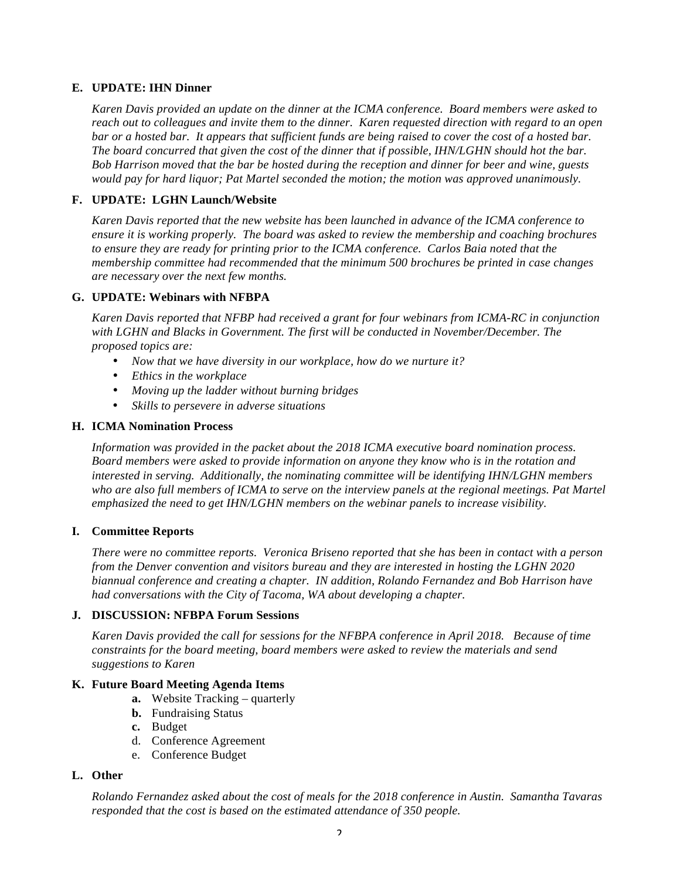**E. UPDATE: IHN Dinner**

*Karen Davis provided an update on the dinner at the ICMA conference. Board members were asked to reach out to colleagues and invite them to the dinner. Karen requested direction with regard to an open bar or a hosted bar. It appears that sufficient funds are being raised to cover the cost of a hosted bar. The board concurred that given the cost of the dinner that if possible, IHN/LGHN should hot the bar. Bob Harrison moved that the bar be hosted during the reception and dinner for beer and wine, guests would pay for hard liquor; Pat Martel seconded the motion; the motion was approved unanimously.*

**F. UPDATE: LGHN Launch/Website**

*Karen Davis reported that the new website has been launched in advance of the ICMA conference to ensure it is working properly. The board was asked to review the membership and coaching brochures to ensure they are ready for printing prior to the ICMA conference. Carlos Baia noted that the membership committee had recommended that the minimum 500 brochures be printed in case changes are necessary over the next few months.*

**G. UPDATE: Webinars with NFBPA**

*Karen Davis reported that NFBP had received a grant for four webinars from ICMA-RC in conjunction with LGHN and Blacks in Government. The first will be conducted in November/December. The proposed topics are:*

- *Now that we have diversity in our workplace, how do we nurture it?*
- *Ethics in the workplace*
- *Moving up the ladder without burning bridges*
- *Skills to persevere in adverse situations*

**H. ICMA Nomination Process**

*Information was provided in the packet about the 2018 ICMA executive board nomination process. Board members were asked to provide information on anyone they know who is in the rotation and interested in serving. Additionally, the nominating committee will be identifying IHN/LGHN members who are also full members of ICMA to serve on the interview panels at the regional meetings. Pat Martel emphasized the need to get IHN/LGHN members on the webinar panels to increase visibility.*

**I. Committee Reports**

*There were no committee reports. Veronica Briseno reported that she has been in contact with a person from the Denver convention and visitors bureau and they are interested in hosting the LGHN 2020 biannual conference and creating a chapter. IN addition, Rolando Fernandez and Bob Harrison have had conversations with the City of Tacoma, WA about developing a chapter.*

**J. DISCUSSION: NFBPA Forum Sessions**

*Karen Davis provided the call for sessions for the NFBPA conference in April 2018. Because of time constraints for the board meeting, board members were asked to review the materials and send suggestions to Karen*

**K. Future Board Meeting Agenda Items**

- **a.** Website Tracking – quarterly
- **b.** Fundraising Status
- **c.** Budget
- d. Conference Agreement
- e. Conference Budget

**L. Other**

*Rolando Fernandez asked about the cost of meals for the 2018 conference in Austin. Samantha Tavaras responded that the cost is based on the estimated attendance of 350 people.*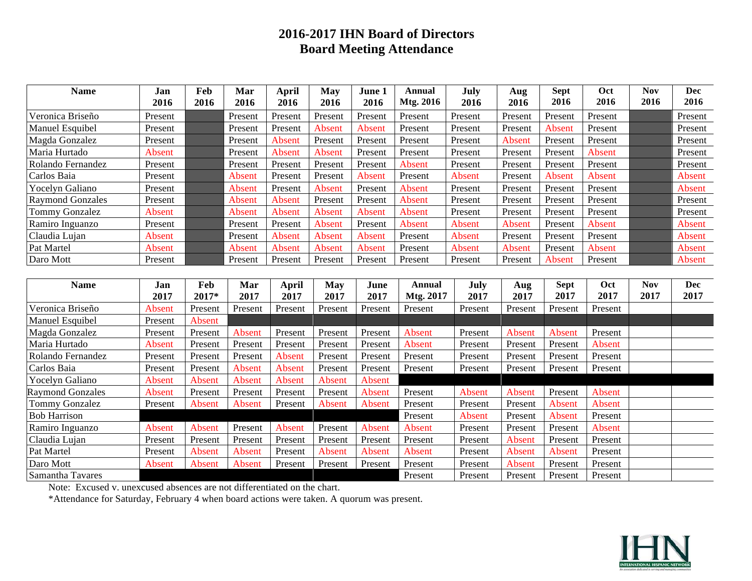# 2016-2017 IHN Board of Directors
## Board Meeting Attendance

| Name | Jan 2016 | Feb 2016 | Mar 2016 | April 2016 | May 2016 | June 1 2016 | Annual Mtg. 2016 | July 2016 | Aug 2016 | Sept 2016 | Oct 2016 | Nov 2016 | Dec 2016 |
|---|---|---|---|---|---|---|---|---|---|---|---|---|---|
| Veronica Briseño | Present | | Present | Present | Present | Present | Present | Present | Present | Present | Present | | Present |
| Manuel Esquibel | Present | | Present | Present | Absent | Absent | Present | Present | Present | Absent | Present | | Present |
| Magda Gonzalez | Present | | Present | Absent | Present | Present | Present | Present | Absent | Present | Present | | Present |
| Maria Hurtado | Absent | | Present | Absent | Absent | Present | Present | Present | Present | Present | Absent | | Present |
| Rolando Fernandez | Present | | Present | Present | Present | Present | Absent | Present | Present | Present | Present | | Present |
| Carlos Baia | Present | | Absent | Present | Present | Absent | Present | Absent | Present | Absent | Absent | | Absent |
| Yocelyn Galiano | Present | | Absent | Present | Absent | Present | Absent | Present | Present | Present | Present | | Absent |
| Raymond Gonzales | Present | | Absent | Absent | Present | Present | Absent | Present | Present | Present | Present | | Present |
| Tommy Gonzalez | Absent | | Absent | Absent | Absent | Absent | Absent | Present | Present | Present | Present | | Present |
| Ramiro Inguanzo | Present | | Present | Present | Absent | Present | Absent | Absent | Absent | Present | Absent | | Absent |
| Claudia Lujan | Absent | | Present | Absent | Absent | Absent | Present | Absent | Present | Present | Present | | Absent |
| Pat Martel | Absent | | Absent | Absent | Absent | Absent | Present | Absent | Absent | Present | Absent | | Absent |
| Daro Mott | Present | | Present | Present | Present | Present | Present | Present | Present | Absent | Present | | Absent |

| Name | Jan 2017 | Feb 2017* | Mar 2017 | April 2017 | May 2017 | June 2017 | Annual Mtg. 2017 | July 2017 | Aug 2017 | Sept 2017 | Oct 2017 | Nov 2017 | Dec 2017 |
|---|---|---|---|---|---|---|---|---|---|---|---|---|---|
| Veronica Briseño | Absent | Present | Present | Present | Present | Present | Present | Present | Present | Present | Present | | |
| Manuel Esquibel | Present | Absent | | | | | | | | | | | |
| Magda Gonzalez | Present | Present | Absent | Present | Present | Present | Absent | Present | Absent | Absent | Present | | |
| Maria Hurtado | Absent | Present | Present | Present | Present | Present | Absent | Present | Present | Present | Absent | | |
| Rolando Fernandez | Present | Present | Present | Absent | Present | Present | Present | Present | Present | Present | Present | | |
| Carlos Baia | Present | Present | Absent | Absent | Present | Present | Present | Present | Present | Present | Present | | |
| Yocelyn Galiano | Absent | Absent | Absent | Absent | Absent | Absent | | | | | | | |
| Raymond Gonzales | Absent | Present | Present | Present | Present | Absent | Present | Absent | Absent | Present | Absent | | |
| Tommy Gonzalez | Present | Absent | Absent | Present | Absent | Absent | Present | Present | Present | Absent | Absent | | |
| Bob Harrison | | | | | | | Present | Absent | Present | Absent | Present | | |
| Ramiro Inguanzo | Absent | Absent | Present | Absent | Present | Absent | Absent | Present | Present | Present | Absent | | |
| Claudia Lujan | Present | Present | Present | Present | Present | Present | Present | Present | Absent | Present | Present | | |
| Pat Martel | Present | Absent | Absent | Present | Absent | Absent | Absent | Present | Absent | Absent | Present | | |
| Daro Mott | Absent | Absent | Absent | Present | Present | Present | Present | Present | Absent | Present | Present | | |
| Samantha Tavares | | | | | | | Present | Present | Present | Present | Present | | |

Note: Excused v. unexcused absences are not differentiated on the chart.

*Attendance for Saturday, February 4 when board actions were taken. A quorum was present.

IHN
INTERNATIONAL HISPANIC NETWORK
An association dedicated to serving and managing communities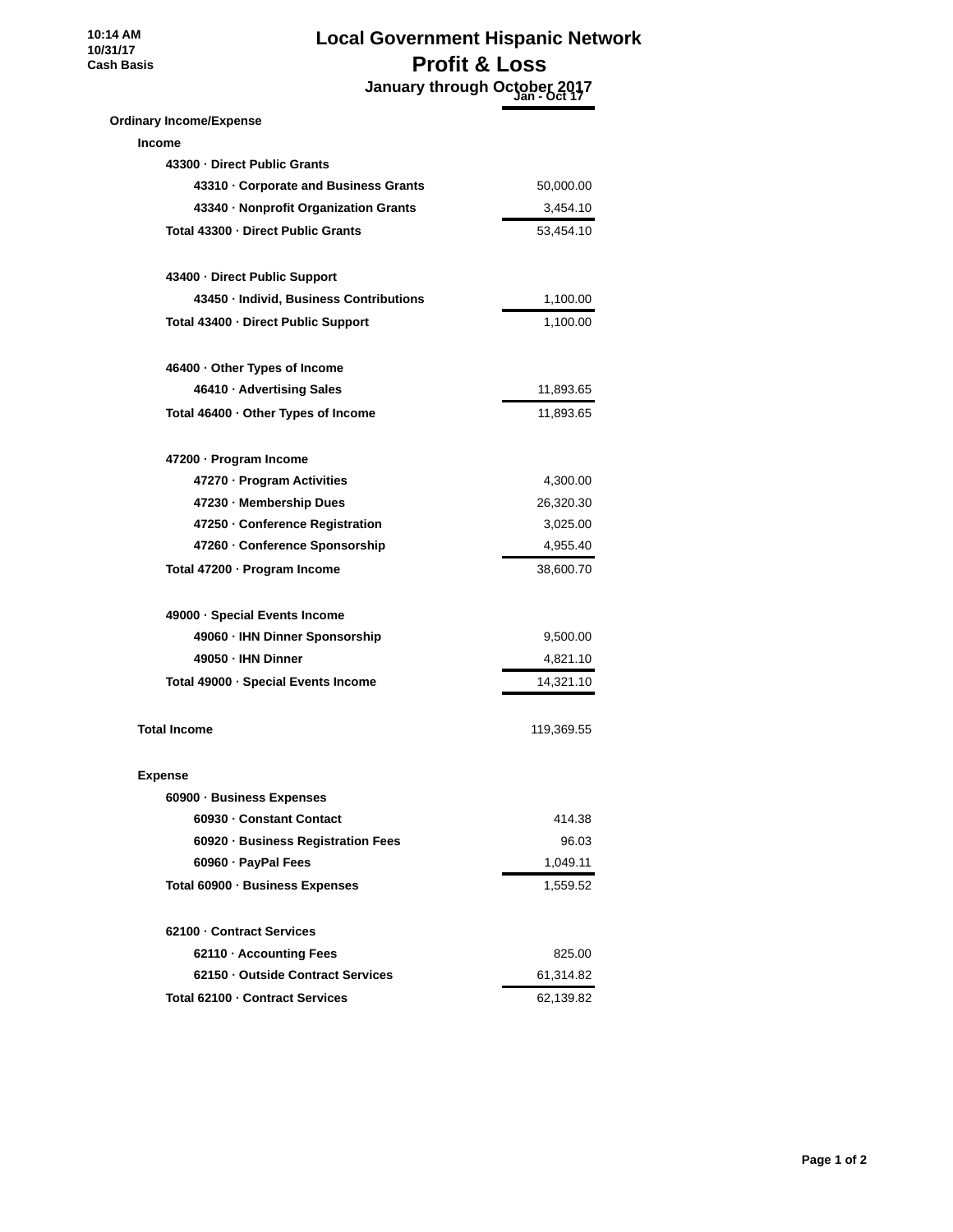10:14 AM
10/31/17
Cash Basis

# Local Government Hispanic Network
## Profit & Loss
### January through October 2017

| | Jan - Oct 17 |
|---|---|
| **Ordinary Income/Expense** | |
| **Income** | |
| **43300 · Direct Public Grants** | |
| **43310 · Corporate and Business Grants** | 50,000.00 |
| **43340 · Nonprofit Organization Grants** | 3,454.10 |
| **Total 43300 · Direct Public Grants** | 53,454.10 |
| | |
| **43400 · Direct Public Support** | |
| **43450 · Individ, Business Contributions** | 1,100.00 |
| **Total 43400 · Direct Public Support** | 1,100.00 |
| | |
| **46400 · Other Types of Income** | |
| **46410 · Advertising Sales** | 11,893.65 |
| **Total 46400 · Other Types of Income** | 11,893.65 |
| | |
| **47200 · Program Income** | |
| **47270 · Program Activities** | 4,300.00 |
| **47230 · Membership Dues** | 26,320.30 |
| **47250 · Conference Registration** | 3,025.00 |
| **47260 · Conference Sponsorship** | 4,955.40 |
| **Total 47200 · Program Income** | 38,600.70 |
| | |
| **49000 · Special Events Income** | |
| **49060 · IHN Dinner Sponsorship** | 9,500.00 |
| **49050 · IHN Dinner** | 4,821.10 |
| **Total 49000 · Special Events Income** | 14,321.10 |
| | |
| **Total Income** | 119,369.55 |
| | |
| **Expense** | |
| **60900 · Business Expenses** | |
| **60930 · Constant Contact** | 414.38 |
| **60920 · Business Registration Fees** | 96.03 |
| **60960 · PayPal Fees** | 1,049.11 |
| **Total 60900 · Business Expenses** | 1,559.52 |
| | |
| **62100 · Contract Services** | |
| **62110 · Accounting Fees** | 825.00 |
| **62150 · Outside Contract Services** | 61,314.82 |
| **Total 62100 · Contract Services** | 62,139.82 |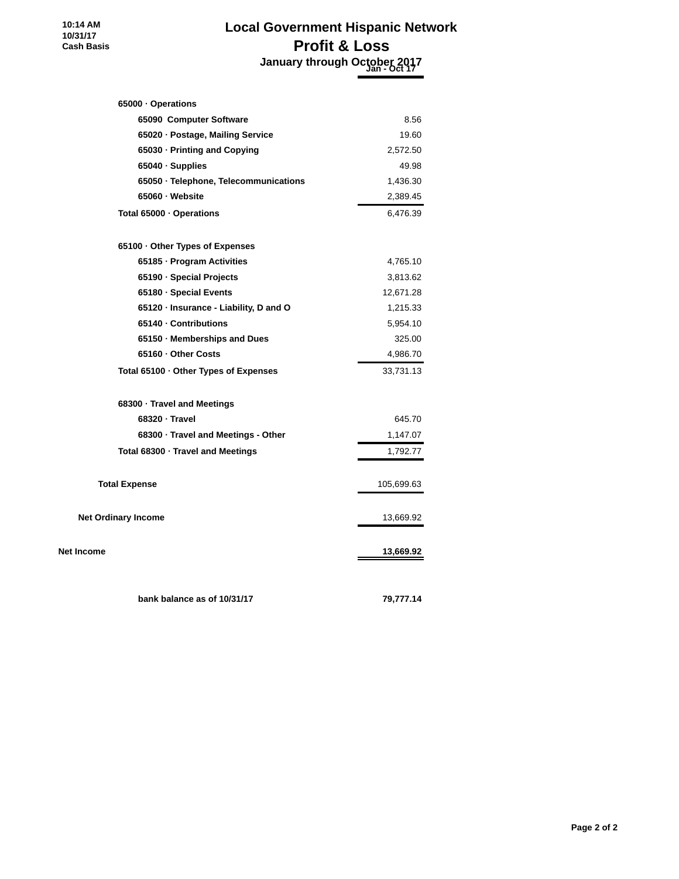10:14 AM
10/31/17
Cash Basis

# Local Government Hispanic Network
## Profit & Loss
### January through October 2017

| | Jan - Oct 17 |
|---|---|
| **65000 · Operations** | |
| **65090 Computer Software** | 8.56 |
| **65020 · Postage, Mailing Service** | 19.60 |
| **65030 · Printing and Copying** | 2,572.50 |
| **65040 · Supplies** | 49.98 |
| **65050 · Telephone, Telecommunications** | 1,436.30 |
| **65060 · Website** | 2,389.45 |
| **Total 65000 · Operations** | 6,476.39 |
| | |
| **65100 · Other Types of Expenses** | |
| **65185 · Program Activities** | 4,765.10 |
| **65190 · Special Projects** | 3,813.62 |
| **65180 · Special Events** | 12,671.28 |
| **65120 · Insurance - Liability, D and O** | 1,215.33 |
| **65140 · Contributions** | 5,954.10 |
| **65150 · Memberships and Dues** | 325.00 |
| **65160 · Other Costs** | 4,986.70 |
| **Total 65100 · Other Types of Expenses** | 33,731.13 |
| | |
| **68300 · Travel and Meetings** | |
| **68320 · Travel** | 645.70 |
| **68300 · Travel and Meetings - Other** | 1,147.07 |
| **Total 68300 · Travel and Meetings** | 1,792.77 |
| | |
| **Total Expense** | 105,699.63 |
| | |
| **Net Ordinary Income** | 13,669.92 |
| | |
| **Net Income** | **13,669.92** |
| | |
| **bank balance as of 10/31/17** | **79,777.14** |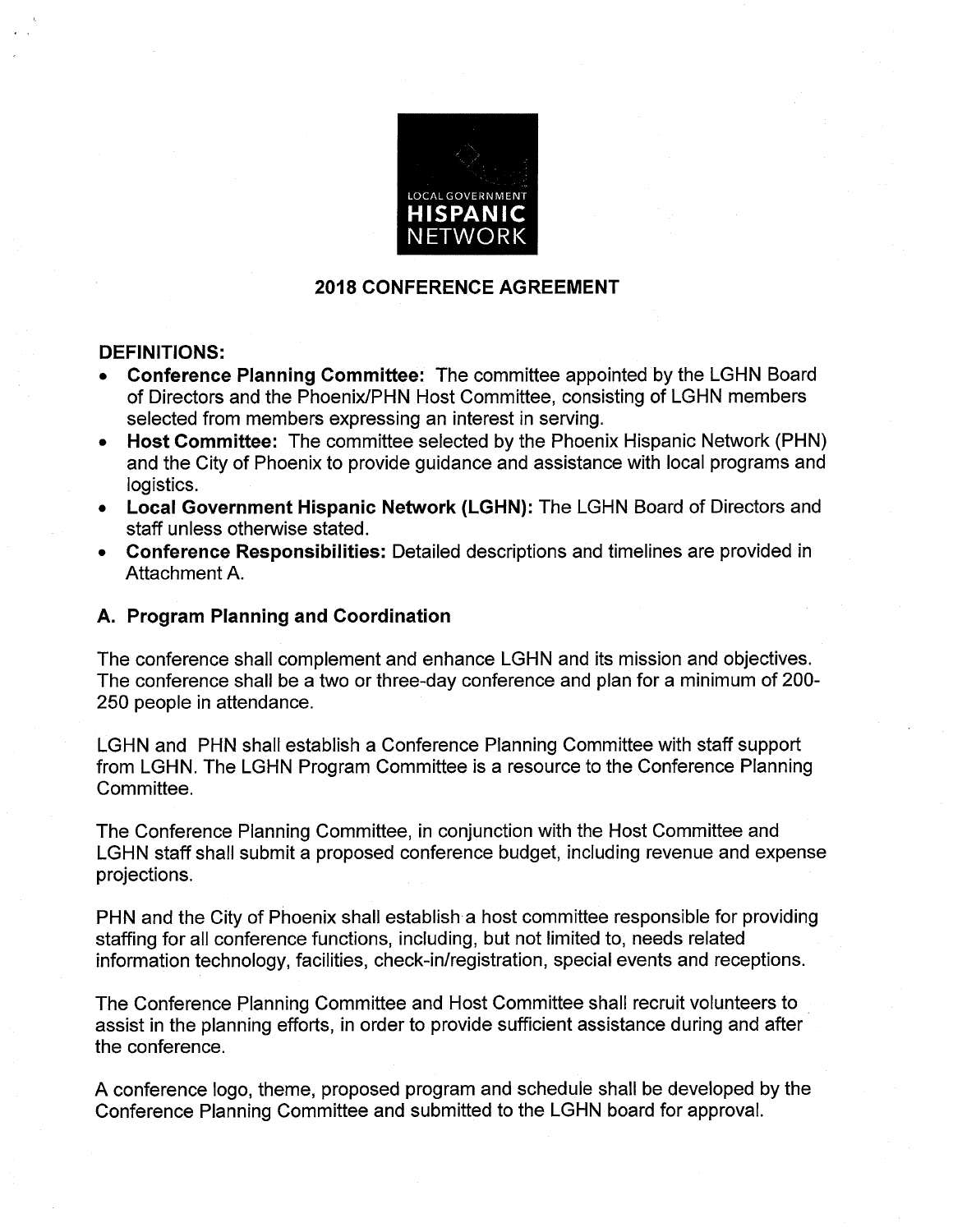LOCAL GOVERNMENT **HISPANIC** NETWORK

## 2018 CONFERENCE AGREEMENT

**DEFINITIONS:**

- **Conference Planning Committee:** The committee appointed by the LGHN Board of Directors and the Phoenix/PHN Host Committee, consisting of LGHN members selected from members expressing an interest in serving.
- **Host Committee:** The committee selected by the Phoenix Hispanic Network (PHN) and the City of Phoenix to provide guidance and assistance with local programs and logistics.
- **Local Government Hispanic Network (LGHN):** The LGHN Board of Directors and staff unless otherwise stated.
- **Conference Responsibilities:** Detailed descriptions and timelines are provided in Attachment A.

### A. Program Planning and Coordination

The conference shall complement and enhance LGHN and its mission and objectives. The conference shall be a two or three-day conference and plan for a minimum of 200-250 people in attendance.

LGHN and PHN shall establish a Conference Planning Committee with staff support from LGHN. The LGHN Program Committee is a resource to the Conference Planning Committee.

The Conference Planning Committee, in conjunction with the Host Committee and LGHN staff shall submit a proposed conference budget, including revenue and expense projections.

PHN and the City of Phoenix shall establish a host committee responsible for providing staffing for all conference functions, including, but not limited to, needs related information technology, facilities, check-in/registration, special events and receptions.

The Conference Planning Committee and Host Committee shall recruit volunteers to assist in the planning efforts, in order to provide sufficient assistance during and after the conference.

A conference logo, theme, proposed program and schedule shall be developed by the Conference Planning Committee and submitted to the LGHN board for approval.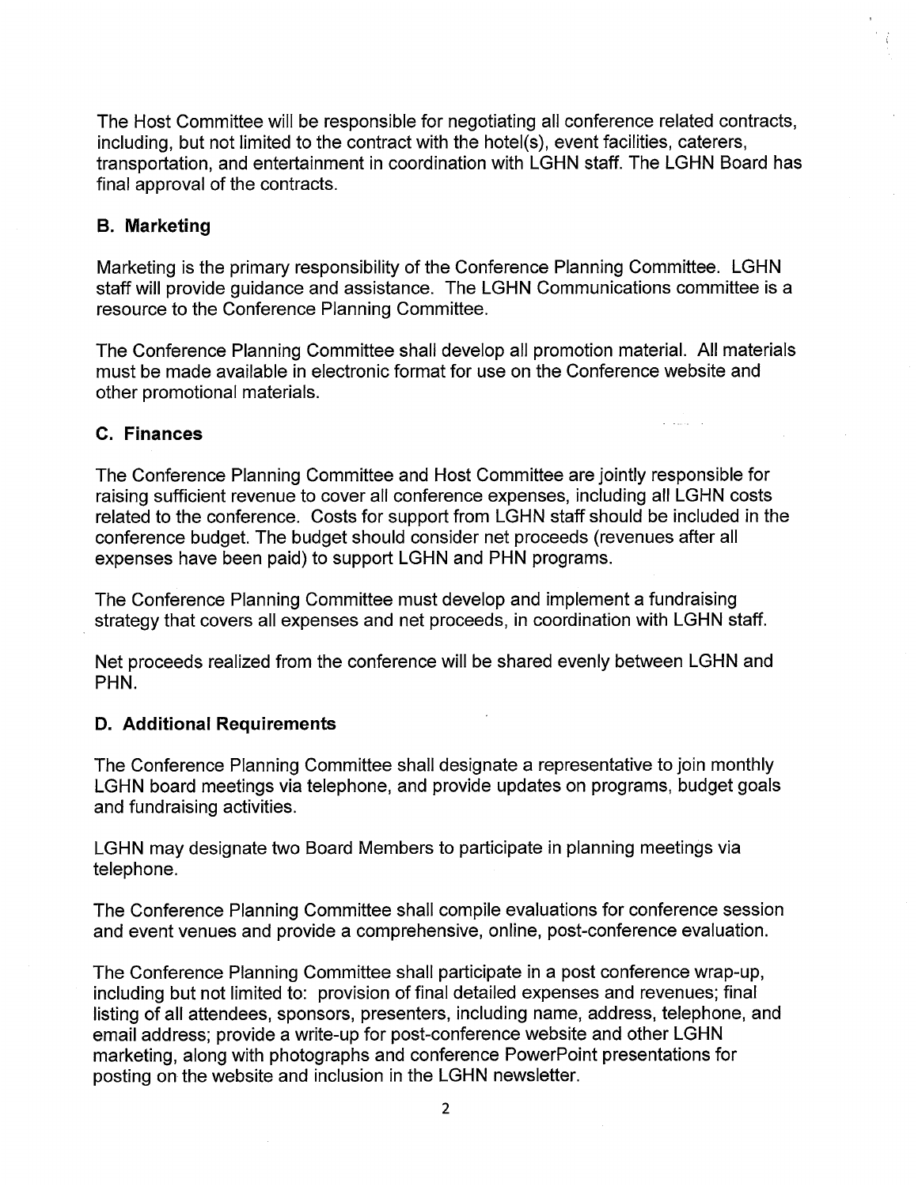The Host Committee will be responsible for negotiating all conference related contracts, including, but not limited to the contract with the hotel(s), event facilities, caterers, transportation, and entertainment in coordination with LGHN staff. The LGHN Board has final approval of the contracts.

### B. Marketing

Marketing is the primary responsibility of the Conference Planning Committee. LGHN staff will provide guidance and assistance. The LGHN Communications committee is a resource to the Conference Planning Committee.

The Conference Planning Committee shall develop all promotion material. All materials must be made available in electronic format for use on the Conference website and other promotional materials.

### C. Finances

The Conference Planning Committee and Host Committee are jointly responsible for raising sufficient revenue to cover all conference expenses, including all LGHN costs related to the conference. Costs for support from LGHN staff should be included in the conference budget. The budget should consider net proceeds (revenues after all expenses have been paid) to support LGHN and PHN programs.

The Conference Planning Committee must develop and implement a fundraising strategy that covers all expenses and net proceeds, in coordination with LGHN staff.

Net proceeds realized from the conference will be shared evenly between LGHN and PHN.

### D. Additional Requirements

The Conference Planning Committee shall designate a representative to join monthly LGHN board meetings via telephone, and provide updates on programs, budget goals and fundraising activities.

LGHN may designate two Board Members to participate in planning meetings via telephone.

The Conference Planning Committee shall compile evaluations for conference session and event venues and provide a comprehensive, online, post-conference evaluation.

The Conference Planning Committee shall participate in a post conference wrap-up, including but not limited to: provision of final detailed expenses and revenues; final listing of all attendees, sponsors, presenters, including name, address, telephone, and email address; provide a write-up for post-conference website and other LGHN marketing, along with photographs and conference PowerPoint presentations for posting on the website and inclusion in the LGHN newsletter.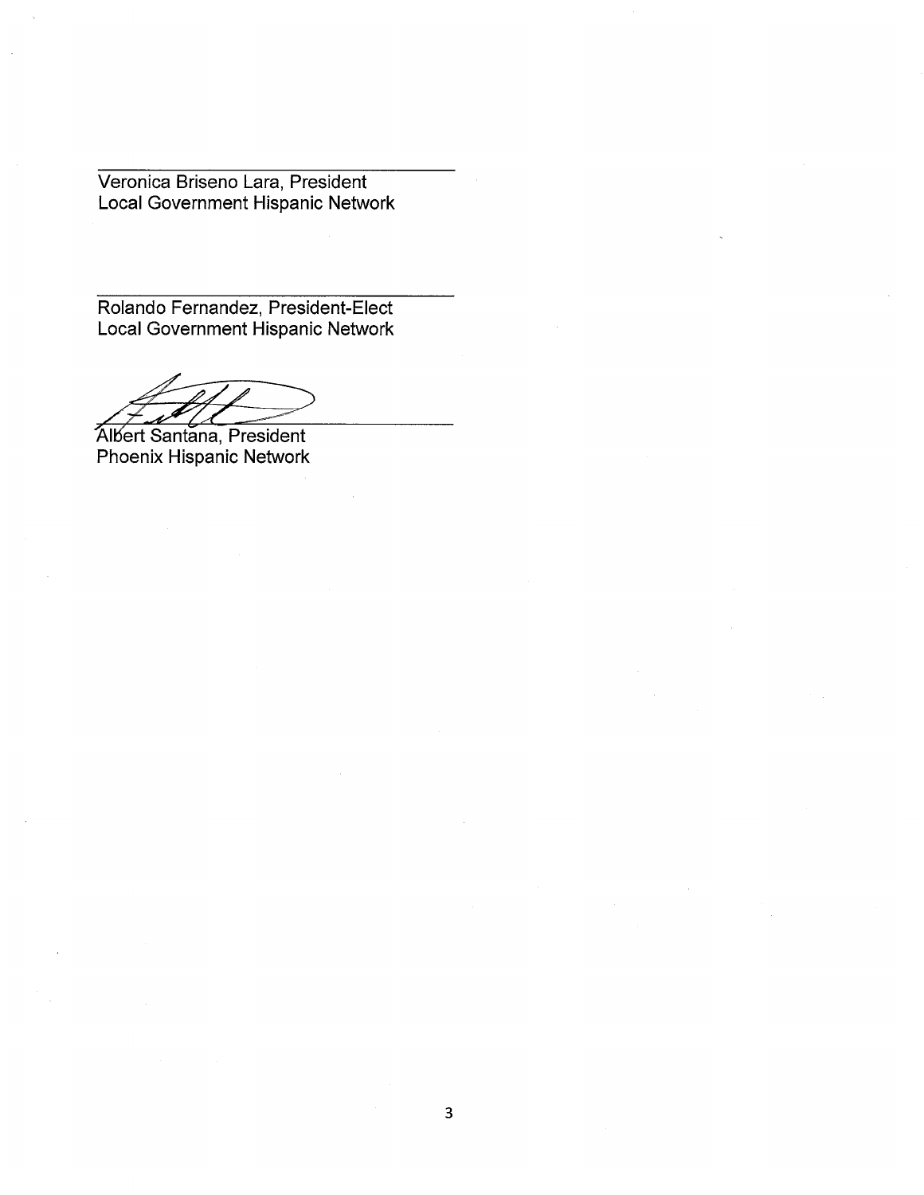Veronica Briseno Lara, President
Local Government Hispanic Network

Rolando Fernandez, President-Elect
Local Government Hispanic Network

Albert Santana, President
Phoenix Hispanic Network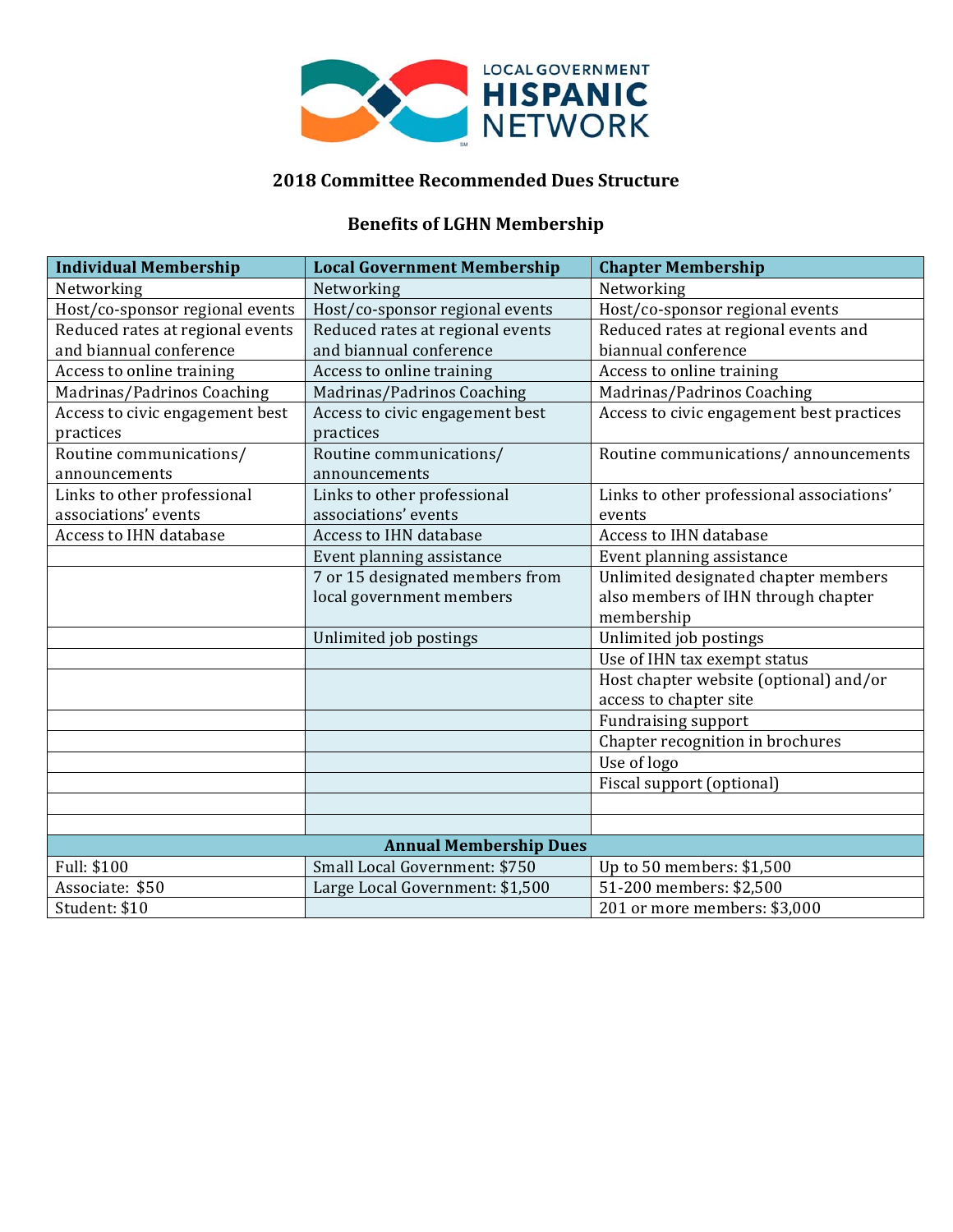LOCAL GOVERNMENT HISPANIC NETWORK

## 2018 Committee Recommended Dues Structure

## Benefits of LGHN Membership

| Individual Membership | Local Government Membership | Chapter Membership |
|---|---|---|
| Networking | Networking | Networking |
| Host/co-sponsor regional events | Host/co-sponsor regional events | Host/co-sponsor regional events |
| Reduced rates at regional events and biannual conference | Reduced rates at regional events and biannual conference | Reduced rates at regional events and biannual conference |
| Access to online training | Access to online training | Access to online training |
| Madrinas/Padrinos Coaching | Madrinas/Padrinos Coaching | Madrinas/Padrinos Coaching |
| Access to civic engagement best practices | Access to civic engagement best practices | Access to civic engagement best practices |
| Routine communications/ announcements | Routine communications/ announcements | Routine communications/ announcements |
| Links to other professional associations' events | Links to other professional associations' events | Links to other professional associations' events |
| Access to IHN database | Access to IHN database | Access to IHN database |
| | Event planning assistance | Event planning assistance |
| | 7 or 15 designated members from local government members | Unlimited designated chapter members also members of IHN through chapter membership |
| | Unlimited job postings | Unlimited job postings |
| | | Use of IHN tax exempt status |
| | | Host chapter website (optional) and/or access to chapter site |
| | | Fundraising support |
| | | Chapter recognition in brochures |
| | | Use of logo |
| | | Fiscal support (optional) |
| | | |
| | | |
| **Annual Membership Dues** | | |
| Full: $100 | Small Local Government: $750 | Up to 50 members: $1,500 |
| Associate: $50 | Large Local Government: $1,500 | 51-200 members: $2,500 |
| Student: $10 | | 201 or more members: $3,000 |